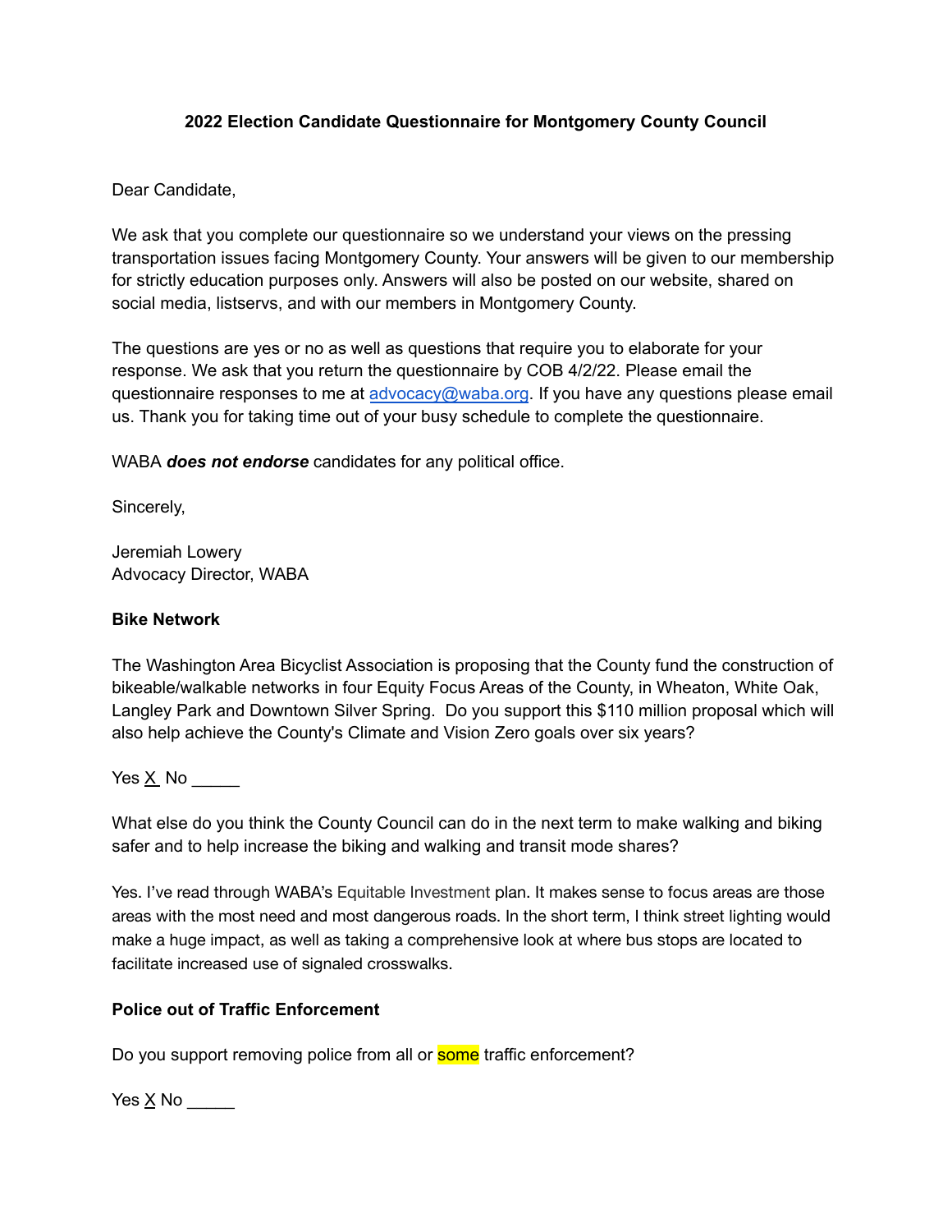**2022 Election Candidate Questionnaire for Montgomery County Council**

Dear Candidate,

We ask that you complete our questionnaire so we understand your views on the pressing transportation issues facing Montgomery County. Your answers will be given to our membership for strictly education purposes only. Answers will also be posted on our website, shared on social media, listservs, and with our members in Montgomery County.

The questions are yes or no as well as questions that require you to elaborate for your response. We ask that you return the questionnaire by COB 4/2/22. Please email the questionnaire responses to me at [advocacy@waba.org](mailto:advocacy@waba.org). If you have any questions please email us. Thank you for taking time out of your busy schedule to complete the questionnaire.

WABA ***does not endorse*** candidates for any political office.

Sincerely,

Jeremiah Lowery
Advocacy Director, WABA

**Bike Network**

The Washington Area Bicyclist Association is proposing that the County fund the construction of bikeable/walkable networks in four Equity Focus Areas of the County, in Wheaton, White Oak, Langley Park and Downtown Silver Spring. Do you support this $110 million proposal which will also help achieve the County's Climate and Vision Zero goals over six years?

Yes X No _____

What else do you think the County Council can do in the next term to make walking and biking safer and to help increase the biking and walking and transit mode shares?

Yes. I've read through WABA's Equitable Investment plan. It makes sense to focus areas are those areas with the most need and most dangerous roads. In the short term, I think street lighting would make a huge impact, as well as taking a comprehensive look at where bus stops are located to facilitate increased use of signaled crosswalks.

**Police out of Traffic Enforcement**

Do you support removing police from all or some traffic enforcement?

Yes X No _____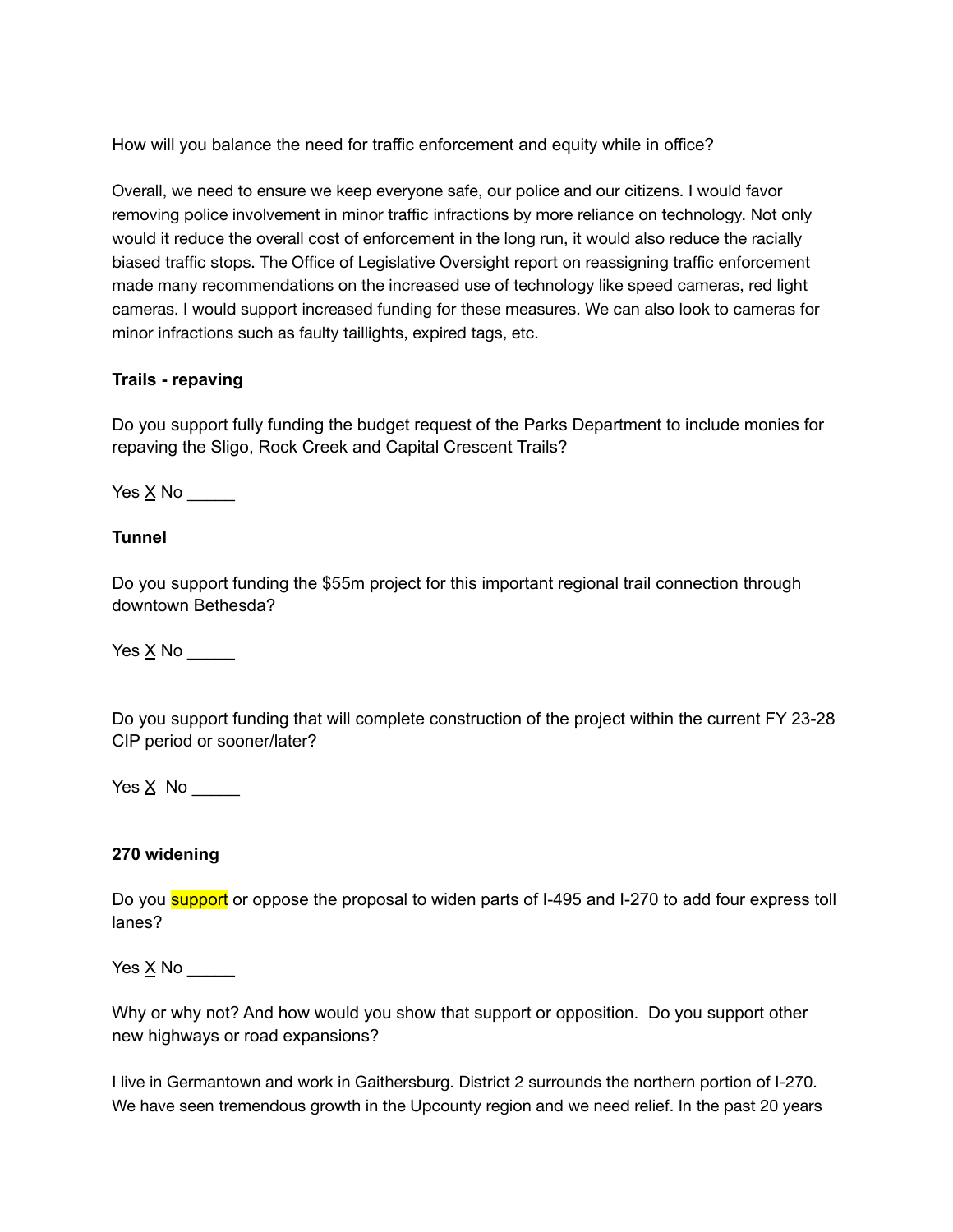How will you balance the need for traffic enforcement and equity while in office?

Overall, we need to ensure we keep everyone safe, our police and our citizens. I would favor removing police involvement in minor traffic infractions by more reliance on technology. Not only would it reduce the overall cost of enforcement in the long run, it would also reduce the racially biased traffic stops. The Office of Legislative Oversight report on reassigning traffic enforcement made many recommendations on the increased use of technology like speed cameras, red light cameras. I would support increased funding for these measures. We can also look to cameras for minor infractions such as faulty taillights, expired tags, etc.

**Trails - repaving**

Do you support fully funding the budget request of the Parks Department to include monies for repaving the Sligo, Rock Creek and Capital Crescent Trails?

Yes X No _____

**Tunnel**

Do you support funding the $55m project for this important regional trail connection through downtown Bethesda?

Yes X No _____

Do you support funding that will complete construction of the project within the current FY 23-28 CIP period or sooner/later?

Yes X No _____

**270 widening**

Do you support or oppose the proposal to widen parts of I-495 and I-270 to add four express toll lanes?

Yes X No _____

Why or why not? And how would you show that support or opposition. Do you support other new highways or road expansions?

I live in Germantown and work in Gaithersburg. District 2 surrounds the northern portion of I-270. We have seen tremendous growth in the Upcounty region and we need relief. In the past 20 years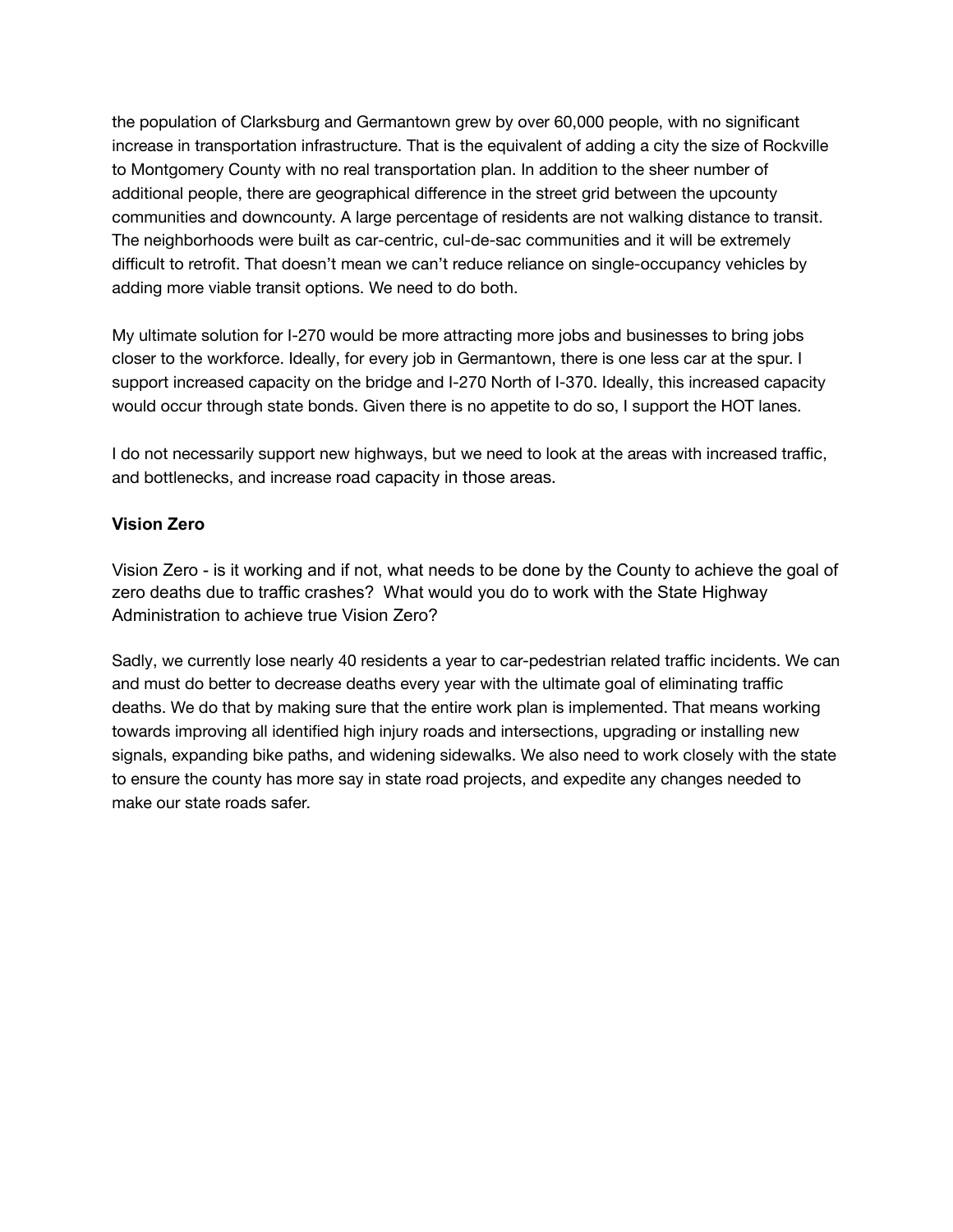the population of Clarksburg and Germantown grew by over 60,000 people, with no significant increase in transportation infrastructure. That is the equivalent of adding a city the size of Rockville to Montgomery County with no real transportation plan. In addition to the sheer number of additional people, there are geographical difference in the street grid between the upcounty communities and downcounty. A large percentage of residents are not walking distance to transit. The neighborhoods were built as car-centric, cul-de-sac communities and it will be extremely difficult to retrofit. That doesn't mean we can't reduce reliance on single-occupancy vehicles by adding more viable transit options. We need to do both.

My ultimate solution for I-270 would be more attracting more jobs and businesses to bring jobs closer to the workforce. Ideally, for every job in Germantown, there is one less car at the spur. I support increased capacity on the bridge and I-270 North of I-370. Ideally, this increased capacity would occur through state bonds. Given there is no appetite to do so, I support the HOT lanes.

I do not necessarily support new highways, but we need to look at the areas with increased traffic, and bottlenecks, and increase road capacity in those areas.

**Vision Zero**

Vision Zero - is it working and if not, what needs to be done by the County to achieve the goal of zero deaths due to traffic crashes? What would you do to work with the State Highway Administration to achieve true Vision Zero?

Sadly, we currently lose nearly 40 residents a year to car-pedestrian related traffic incidents. We can and must do better to decrease deaths every year with the ultimate goal of eliminating traffic deaths. We do that by making sure that the entire work plan is implemented. That means working towards improving all identified high injury roads and intersections, upgrading or installing new signals, expanding bike paths, and widening sidewalks. We also need to work closely with the state to ensure the county has more say in state road projects, and expedite any changes needed to make our state roads safer.